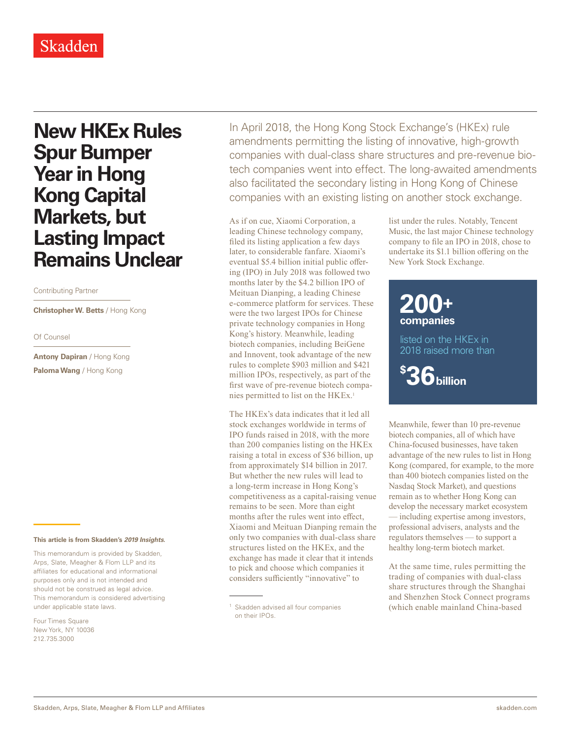Skadden

# New HKEx Rules Spur Bumper Year in Hong Kong Capital Markets, but Lasting Impact Remains Unclear

Contributing Partner

**Christopher W. Betts** / Hong Kong

Of Counsel

**Antony Dapiran** / Hong Kong

**Paloma Wang** / Hong Kong

**This article is from Skadden's *2019 Insights*.**

This memorandum is provided by Skadden, Arps, Slate, Meagher & Flom LLP and its affiliates for educational and informational purposes only and is not intended and should not be construed as legal advice. This memorandum is considered advertising under applicable state laws.

Four Times Square
New York, NY 10036
212.735.3000

In April 2018, the Hong Kong Stock Exchange's (HKEx) rule amendments permitting the listing of innovative, high-growth companies with dual-class share structures and pre-revenue biotech companies went into effect. The long-awaited amendments also facilitated the secondary listing in Hong Kong of Chinese companies with an existing listing on another stock exchange.

As if on cue, Xiaomi Corporation, a leading Chinese technology company, filed its listing application a few days later, to considerable fanfare. Xiaomi's eventual $5.4 billion initial public offering (IPO) in July 2018 was followed two months later by the $4.2 billion IPO of Meituan Dianping, a leading Chinese e-commerce platform for services. These were the two largest IPOs for Chinese private technology companies in Hong Kong's history. Meanwhile, leading biotech companies, including BeiGene and Innovent, took advantage of the new rules to complete $903 million and $421 million IPOs, respectively, as part of the first wave of pre-revenue biotech companies permitted to list on the HKEx.[1]

The HKEx's data indicates that it led all stock exchanges worldwide in terms of IPO funds raised in 2018, with the more than 200 companies listing on the HKEx raising a total in excess of $36 billion, up from approximately $14 billion in 2017. But whether the new rules will lead to a long-term increase in Hong Kong's competitiveness as a capital-raising venue remains to be seen. More than eight months after the rules went into effect, Xiaomi and Meituan Dianping remain the only two companies with dual-class share structures listed on the HKEx, and the exchange has made it clear that it intends to pick and choose which companies it considers sufficiently "innovative" to list under the rules. Notably, Tencent Music, the last major Chinese technology company to file an IPO in 2018, chose to undertake its $1.1 billion offering on the New York Stock Exchange.

**200+ companies**

listed on the HKEx in 2018 raised more than

**$36 billion**

Meanwhile, fewer than 10 pre-revenue biotech companies, all of which have China-focused businesses, have taken advantage of the new rules to list in Hong Kong (compared, for example, to the more than 400 biotech companies listed on the Nasdaq Stock Market), and questions remain as to whether Hong Kong can develop the necessary market ecosystem — including expertise among investors, professional advisers, analysts and the regulators themselves — to support a healthy long-term biotech market.

At the same time, rules permitting the trading of companies with dual-class share structures through the Shanghai and Shenzhen Stock Connect programs (which enable mainland China-based

[1] Skadden advised all four companies on their IPOs.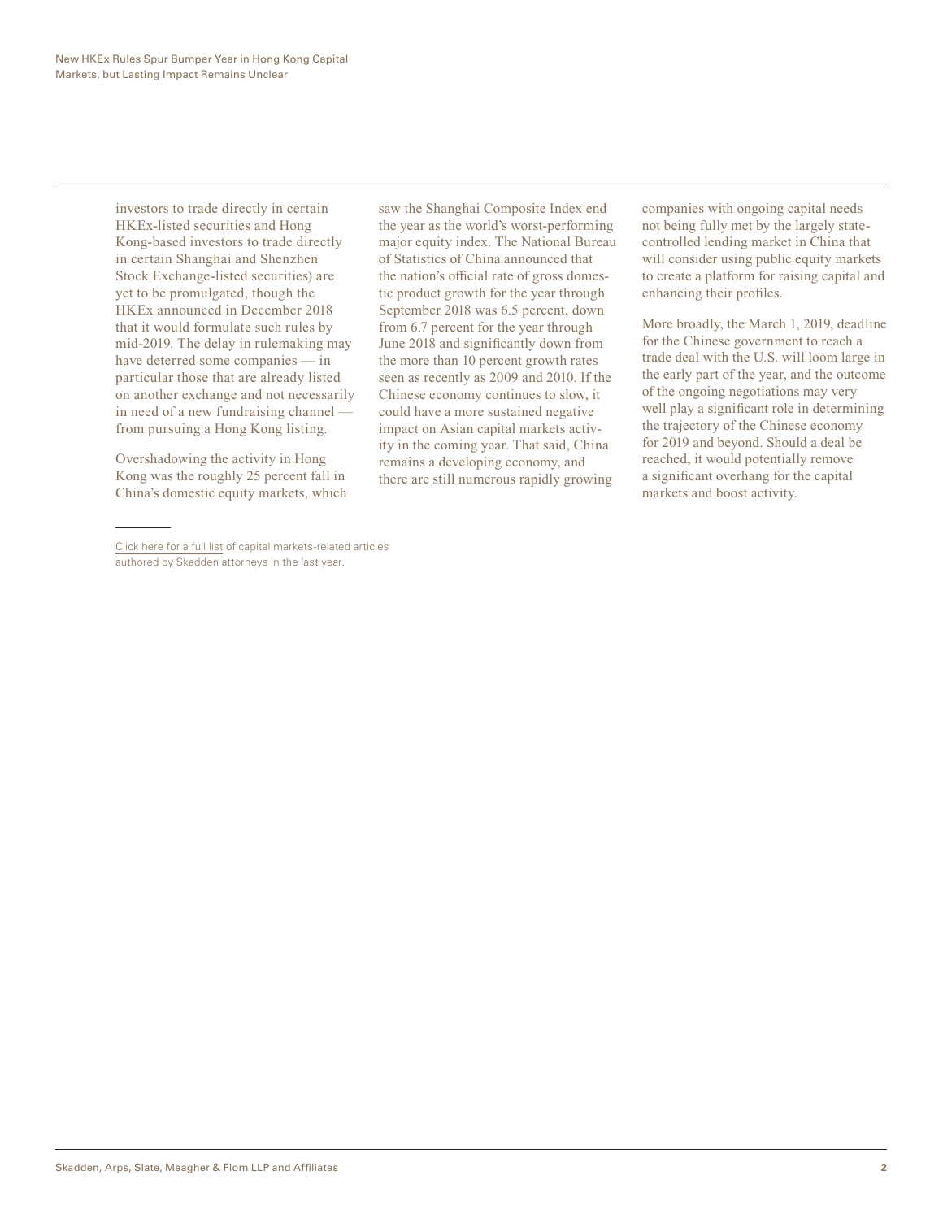investors to trade directly in certain HKEx-listed securities and Hong Kong-based investors to trade directly in certain Shanghai and Shenzhen Stock Exchange-listed securities) are yet to be promulgated, though the HKEx announced in December 2018 that it would formulate such rules by mid-2019. The delay in rulemaking may have deterred some companies — in particular those that are already listed on another exchange and not necessarily in need of a new fundraising channel — from pursuing a Hong Kong listing.

Overshadowing the activity in Hong Kong was the roughly 25 percent fall in China's domestic equity markets, which saw the Shanghai Composite Index end the year as the world's worst-performing major equity index. The National Bureau of Statistics of China announced that the nation's official rate of gross domestic product growth for the year through September 2018 was 6.5 percent, down from 6.7 percent for the year through June 2018 and significantly down from the more than 10 percent growth rates seen as recently as 2009 and 2010. If the Chinese economy continues to slow, it could have a more sustained negative impact on Asian capital markets activity in the coming year. That said, China remains a developing economy, and there are still numerous rapidly growing companies with ongoing capital needs not being fully met by the largely state-controlled lending market in China that will consider using public equity markets to create a platform for raising capital and enhancing their profiles.

More broadly, the March 1, 2019, deadline for the Chinese government to reach a trade deal with the U.S. will loom large in the early part of the year, and the outcome of the ongoing negotiations may very well play a significant role in determining the trajectory of the Chinese economy for 2019 and beyond. Should a deal be reached, it would potentially remove a significant overhang for the capital markets and boost activity.

---

Click here for a full list of capital markets-related articles authored by Skadden attorneys in the last year.